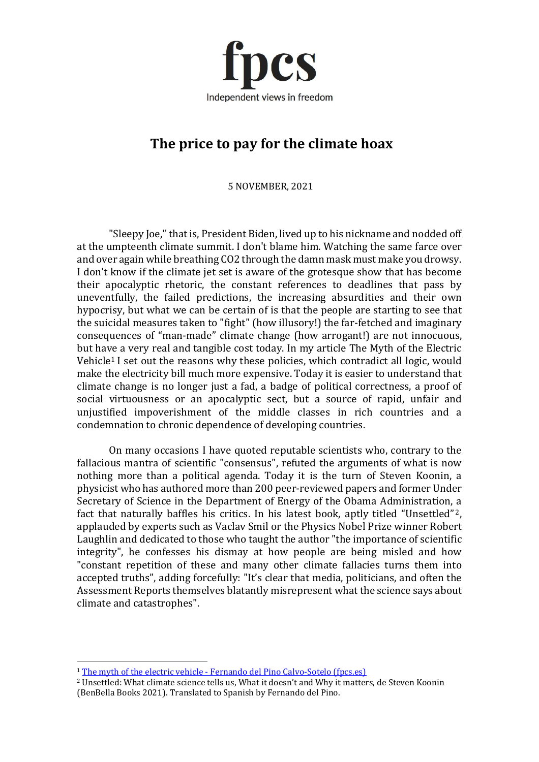fpcs

Independent views in freedom

# The price to pay for the climate hoax

5 NOVEMBER, 2021

"Sleepy Joe," that is, President Biden, lived up to his nickname and nodded off at the umpteenth climate summit. I don't blame him. Watching the same farce over and over again while breathing $CO_2$ through the damn mask must make you drowsy. I don't know if the climate jet set is aware of the grotesque show that has become their apocalyptic rhetoric, the constant references to deadlines that pass by uneventfully, the failed predictions, the increasing absurdities and their own hypocrisy, but what we can be certain of is that the people are starting to see that the suicidal measures taken to "fight" (how illusory!) the far-fetched and imaginary consequences of "man-made" climate change (how arrogant!) are not innocuous, but have a very real and tangible cost today. In my article The Myth of the Electric Vehicle[1] I set out the reasons why these policies, which contradict all logic, would make the electricity bill much more expensive. Today it is easier to understand that climate change is no longer just a fad, a badge of political correctness, a proof of social virtuousness or an apocalyptic sect, but a source of rapid, unfair and unjustified impoverishment of the middle classes in rich countries and a condemnation to chronic dependence of developing countries.

On many occasions I have quoted reputable scientists who, contrary to the fallacious mantra of scientific "consensus", refuted the arguments of what is now nothing more than a political agenda. Today it is the turn of Steven Koonin, a physicist who has authored more than 200 peer-reviewed papers and former Under Secretary of Science in the Department of Energy of the Obama Administration, a fact that naturally baffles his critics. In his latest book, aptly titled "Unsettled"[2], applauded by experts such as Vaclav Smil or the Physics Nobel Prize winner Robert Laughlin and dedicated to those who taught the author "the importance of scientific integrity", he confesses his dismay at how people are being misled and how "constant repetition of these and many other climate fallacies turns them into accepted truths", adding forcefully: "It's clear that media, politicians, and often the Assessment Reports themselves blatantly misrepresent what the science says about climate and catastrophes".

---

[1] The myth of the electric vehicle - Fernando del Pino Calvo-Sotelo (fpcs.es)

[2] Unsettled: What climate science tells us, What it doesn't and Why it matters, de Steven Koonin (BenBella Books 2021). Translated to Spanish by Fernando del Pino.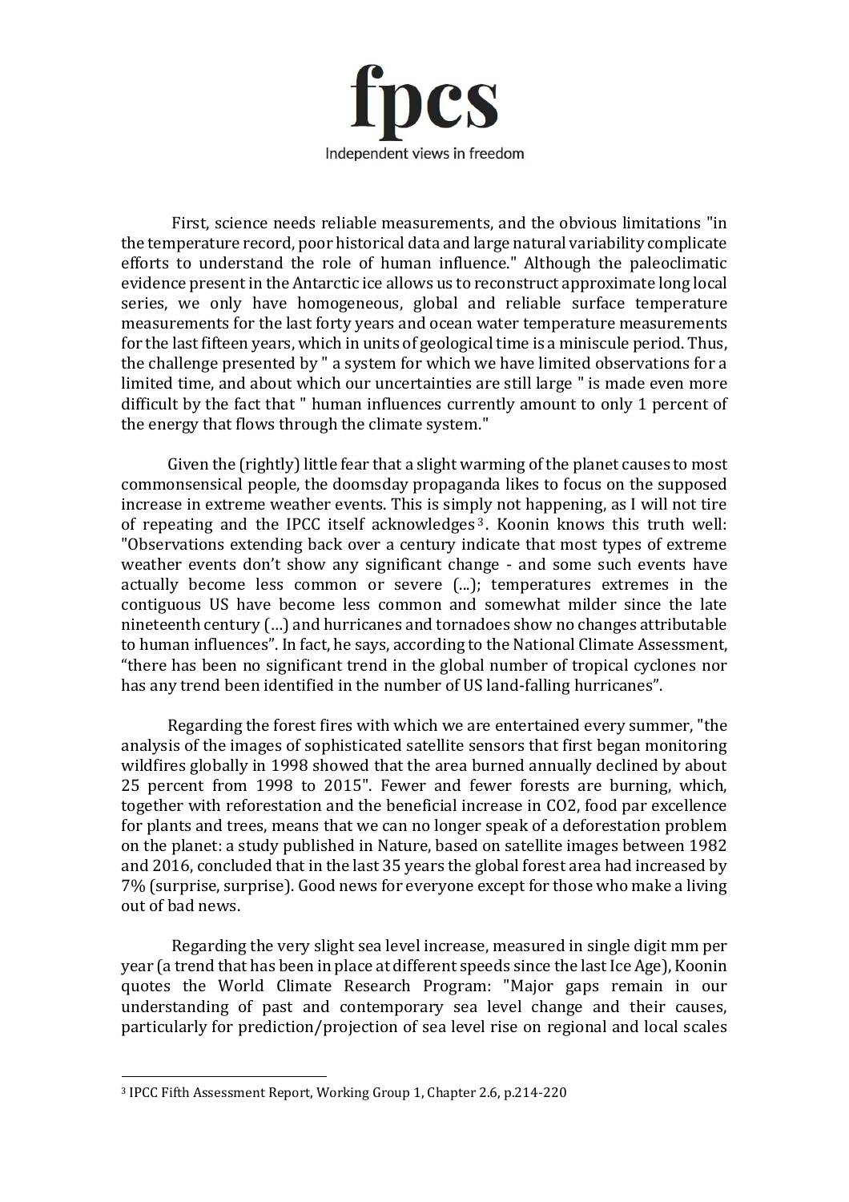First, science needs reliable measurements, and the obvious limitations "in the temperature record, poor historical data and large natural variability complicate efforts to understand the role of human influence." Although the paleoclimatic evidence present in the Antarctic ice allows us to reconstruct approximate long local series, we only have homogeneous, global and reliable surface temperature measurements for the last forty years and ocean water temperature measurements for the last fifteen years, which in units of geological time is a miniscule period. Thus, the challenge presented by " a system for which we have limited observations for a limited time, and about which our uncertainties are still large " is made even more difficult by the fact that " human influences currently amount to only 1 percent of the energy that flows through the climate system."

Given the (rightly) little fear that a slight warming of the planet causes to most commonsensical people, the doomsday propaganda likes to focus on the supposed increase in extreme weather events. This is simply not happening, as I will not tire of repeating and the IPCC itself acknowledges[3]. Koonin knows this truth well: "Observations extending back over a century indicate that most types of extreme weather events don't show any significant change - and some such events have actually become less common or severe (...); temperatures extremes in the contiguous US have become less common and somewhat milder since the late nineteenth century (…) and hurricanes and tornadoes show no changes attributable to human influences". In fact, he says, according to the National Climate Assessment, "there has been no significant trend in the global number of tropical cyclones nor has any trend been identified in the number of US land-falling hurricanes".

Regarding the forest fires with which we are entertained every summer, "the analysis of the images of sophisticated satellite sensors that first began monitoring wildfires globally in 1998 showed that the area burned annually declined by about 25 percent from 1998 to 2015". Fewer and fewer forests are burning, which, together with reforestation and the beneficial increase in $CO_2$, food par excellence for plants and trees, means that we can no longer speak of a deforestation problem on the planet: a study published in Nature, based on satellite images between 1982 and 2016, concluded that in the last 35 years the global forest area had increased by 7% (surprise, surprise). Good news for everyone except for those who make a living out of bad news.

Regarding the very slight sea level increase, measured in single digit mm per year (a trend that has been in place at different speeds since the last Ice Age), Koonin quotes the World Climate Research Program: "Major gaps remain in our understanding of past and contemporary sea level change and their causes, particularly for prediction/projection of sea level rise on regional and local scales

---

[3] IPCC Fifth Assessment Report, Working Group 1, Chapter 2.6, p.214-220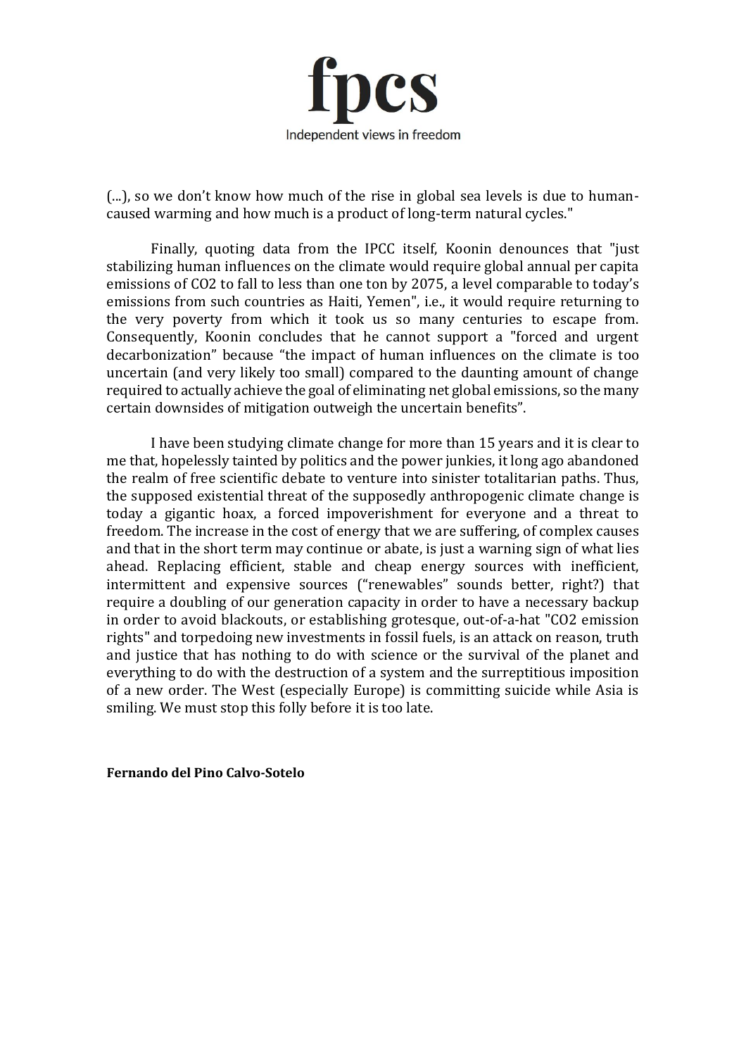(...), so we don't know how much of the rise in global sea levels is due to human-caused warming and how much is a product of long-term natural cycles."

Finally, quoting data from the IPCC itself, Koonin denounces that "just stabilizing human influences on the climate would require global annual per capita emissions of $CO_2$ to fall to less than one ton by 2075, a level comparable to today's emissions from such countries as Haiti, Yemen", i.e., it would require returning to the very poverty from which it took us so many centuries to escape from. Consequently, Koonin concludes that he cannot support a "forced and urgent decarbonization" because "the impact of human influences on the climate is too uncertain (and very likely too small) compared to the daunting amount of change required to actually achieve the goal of eliminating net global emissions, so the many certain downsides of mitigation outweigh the uncertain benefits".

I have been studying climate change for more than 15 years and it is clear to me that, hopelessly tainted by politics and the power junkies, it long ago abandoned the realm of free scientific debate to venture into sinister totalitarian paths. Thus, the supposed existential threat of the supposedly anthropogenic climate change is today a gigantic hoax, a forced impoverishment for everyone and a threat to freedom. The increase in the cost of energy that we are suffering, of complex causes and that in the short term may continue or abate, is just a warning sign of what lies ahead. Replacing efficient, stable and cheap energy sources with inefficient, intermittent and expensive sources ("renewables" sounds better, right?) that require a doubling of our generation capacity in order to have a necessary backup in order to avoid blackouts, or establishing grotesque, out-of-a-hat "$CO_2$ emission rights" and torpedoing new investments in fossil fuels, is an attack on reason, truth and justice that has nothing to do with science or the survival of the planet and everything to do with the destruction of a system and the surreptitious imposition of a new order. The West (especially Europe) is committing suicide while Asia is smiling. We must stop this folly before it is too late.

**Fernando del Pino Calvo-Sotelo**